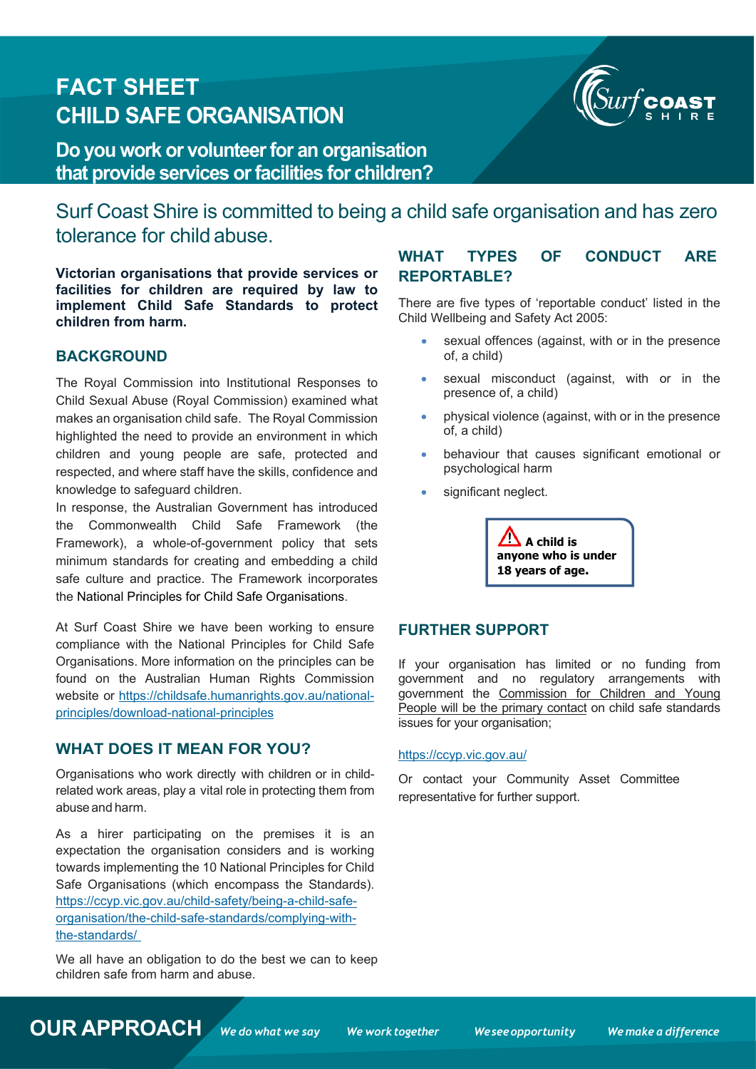# FACT SHEET
# CHILD SAFE ORGANISATION

## Do you work or volunteer for an organisation that provide services or facilities for children?

Surf Coast Shire is committed to being a child safe organisation and has zero tolerance for child abuse.

**Victorian organisations that provide services or facilities for children are required by law to implement Child Safe Standards to protect children from harm.**

### BACKGROUND

The Royal Commission into Institutional Responses to Child Sexual Abuse (Royal Commission) examined what makes an organisation child safe. The Royal Commission highlighted the need to provide an environment in which children and young people are safe, protected and respected, and where staff have the skills, confidence and knowledge to safeguard children.

In response, the Australian Government has introduced the Commonwealth Child Safe Framework (the Framework), a whole-of-government policy that sets minimum standards for creating and embedding a child safe culture and practice. The Framework incorporates the National Principles for Child Safe Organisations.

At Surf Coast Shire we have been working to ensure compliance with the National Principles for Child Safe Organisations. More information on the principles can be found on the Australian Human Rights Commission website or https://childsafe.humanrights.gov.au/national-principles/download-national-principles

### WHAT DOES IT MEAN FOR YOU?

Organisations who work directly with children or in child-related work areas, play a vital role in protecting them from abuse and harm.

As a hirer participating on the premises it is an expectation the organisation considers and is working towards implementing the 10 National Principles for Child Safe Organisations (which encompass the Standards). https://ccyp.vic.gov.au/child-safety/being-a-child-safe-organisation/the-child-safe-standards/complying-with-the-standards/

We all have an obligation to do the best we can to keep children safe from harm and abuse.

### WHAT TYPES OF CONDUCT ARE REPORTABLE?

There are five types of 'reportable conduct' listed in the Child Wellbeing and Safety Act 2005:

- sexual offences (against, with or in the presence of, a child)
- sexual misconduct (against, with or in the presence of, a child)
- physical violence (against, with or in the presence of, a child)
- behaviour that causes significant emotional or psychological harm
- significant neglect.

**A child is anyone who is under 18 years of age.**

### FURTHER SUPPORT

If your organisation has limited or no funding from government and no regulatory arrangements with government the Commission for Children and Young People will be the primary contact on child safe standards issues for your organisation;

https://ccyp.vic.gov.au/

Or contact your Community Asset Committee representative for further support.

**OUR APPROACH** *We do what we say* *We work together* *We see opportunity* *We make a difference*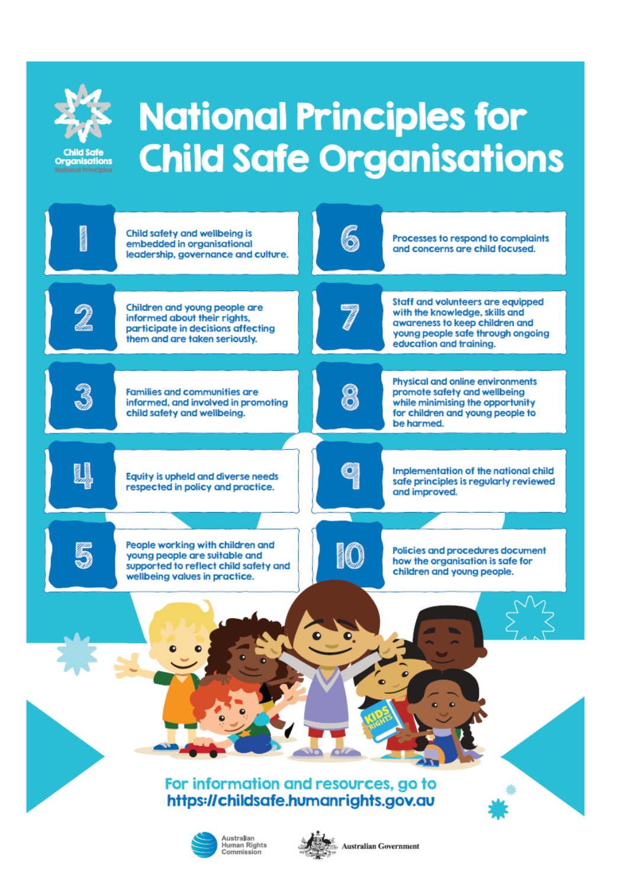Child Safe Organisations
National Principles

# National Principles for Child Safe Organisations

1. Child safety and wellbeing is embedded in organisational leadership, governance and culture.
2. Children and young people are informed about their rights, participate in decisions affecting them and are taken seriously.
3. Families and communities are informed, and involved in promoting child safety and wellbeing.
4. Equity is upheld and diverse needs respected in policy and practice.
5. People working with children and young people are suitable and supported to reflect child safety and wellbeing values in practice.
6. Processes to respond to complaints and concerns are child focused.
7. Staff and volunteers are equipped with the knowledge, skills and awareness to keep children and young people safe through ongoing education and training.
8. Physical and online environments promote safety and wellbeing while minimising the opportunity for children and young people to be harmed.
9. Implementation of the national child safe principles is regularly reviewed and improved.
10. Policies and procedures document how the organisation is safe for children and young people.

For information and resources, go to
https://childsafe.humanrights.gov.au

Australian Human Rights Commission

Australian Government